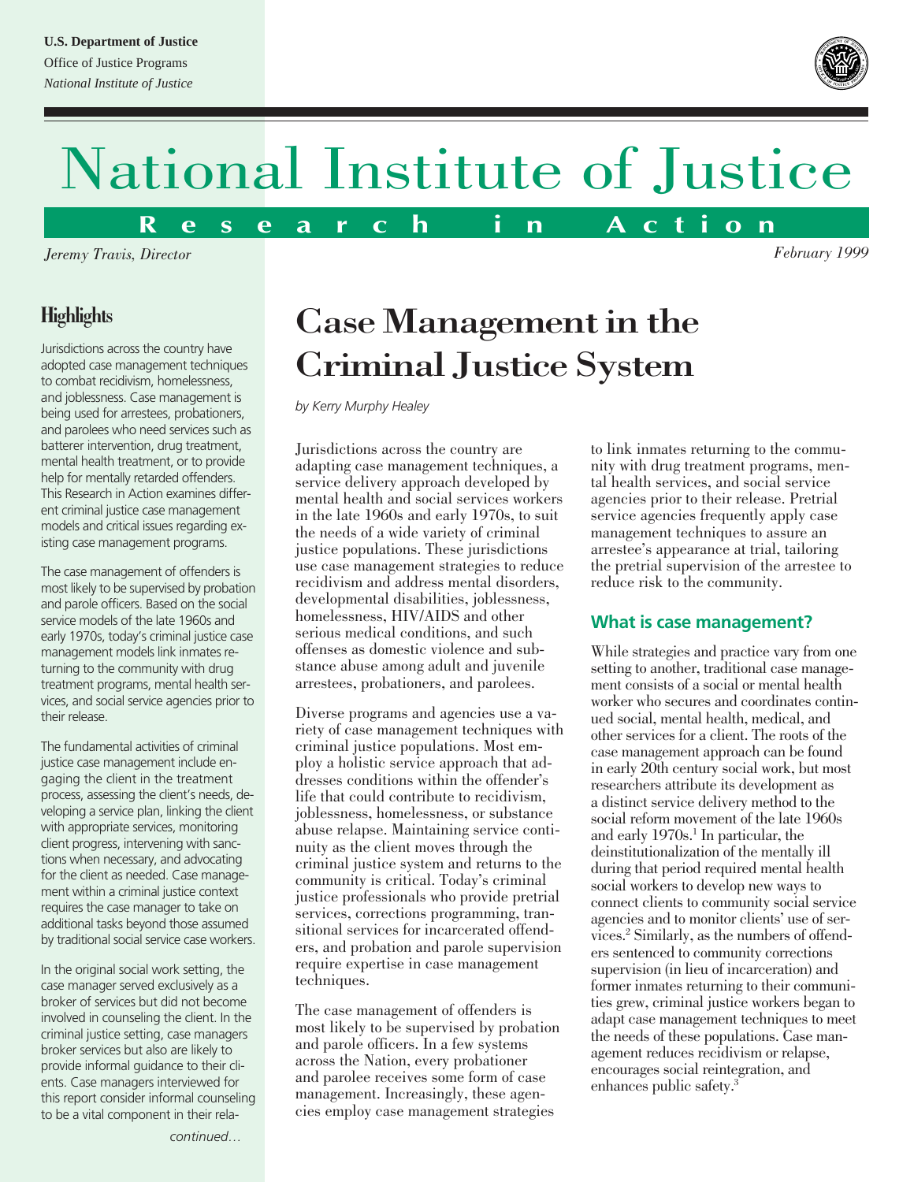**U.S. Department of Justice**
Office of Justice Programs
*National Institute of Justice*

# National Institute of Justice

**Research in Action**

*Jeremy Travis, Director*

*February 1999*

## Highlights

Jurisdictions across the country have adopted case management techniques to combat recidivism, homelessness, and joblessness. Case management is being used for arrestees, probationers, and parolees who need services such as batterer intervention, drug treatment, mental health treatment, or to provide help for mentally retarded offenders. This Research in Action examines different criminal justice case management models and critical issues regarding existing case management programs.

The case management of offenders is most likely to be supervised by probation and parole officers. Based on the social service models of the late 1960s and early 1970s, today's criminal justice case management models link inmates returning to the community with drug treatment programs, mental health services, and social service agencies prior to their release.

The fundamental activities of criminal justice case management include engaging the client in the treatment process, assessing the client's needs, developing a service plan, linking the client with appropriate services, monitoring client progress, intervening with sanctions when necessary, and advocating for the client as needed. Case management within a criminal justice context requires the case manager to take on additional tasks beyond those assumed by traditional social service case workers.

In the original social work setting, the case manager served exclusively as a broker of services but did not become involved in counseling the client. In the criminal justice setting, case managers broker services but also are likely to provide informal guidance to their clients. Case managers interviewed for this report consider informal counseling to be a vital component in their rela-

*continued...*

# Case Management in the Criminal Justice System

*by Kerry Murphy Healey*

Jurisdictions across the country are adapting case management techniques, a service delivery approach developed by mental health and social services workers in the late 1960s and early 1970s, to suit the needs of a wide variety of criminal justice populations. These jurisdictions use case management strategies to reduce recidivism and address mental disorders, developmental disabilities, joblessness, homelessness, HIV/AIDS and other serious medical conditions, and such offenses as domestic violence and substance abuse among adult and juvenile arrestees, probationers, and parolees.

Diverse programs and agencies use a variety of case management techniques with criminal justice populations. Most employ a holistic service approach that addresses conditions within the offender's life that could contribute to recidivism, joblessness, homelessness, or substance abuse relapse. Maintaining service continuity as the client moves through the criminal justice system and returns to the community is critical. Today's criminal justice professionals who provide pretrial services, corrections programming, transitional services for incarcerated offenders, and probation and parole supervision require expertise in case management techniques.

The case management of offenders is most likely to be supervised by probation and parole officers. In a few systems across the Nation, every probationer and parolee receives some form of case management. Increasingly, these agencies employ case management strategies to link inmates returning to the community with drug treatment programs, mental health services, and social service agencies prior to their release. Pretrial service agencies frequently apply case management techniques to assure an arrestee's appearance at trial, tailoring the pretrial supervision of the arrestee to reduce risk to the community.

### What is case management?

While strategies and practice vary from one setting to another, traditional case management consists of a social or mental health worker who secures and coordinates continued social, mental health, medical, and other services for a client. The roots of the case management approach can be found in early 20th century social work, but most researchers attribute its development as a distinct service delivery method to the social reform movement of the late 1960s and early 1970s.[1] In particular, the deinstitutionalization of the mentally ill during that period required mental health social workers to develop new ways to connect clients to community social service agencies and to monitor clients' use of services.[2] Similarly, as the numbers of offenders sentenced to community corrections supervision (in lieu of incarceration) and former inmates returning to their communities grew, criminal justice workers began to adapt case management techniques to meet the needs of these populations. Case management reduces recidivism or relapse, encourages social reintegration, and enhances public safety.[3]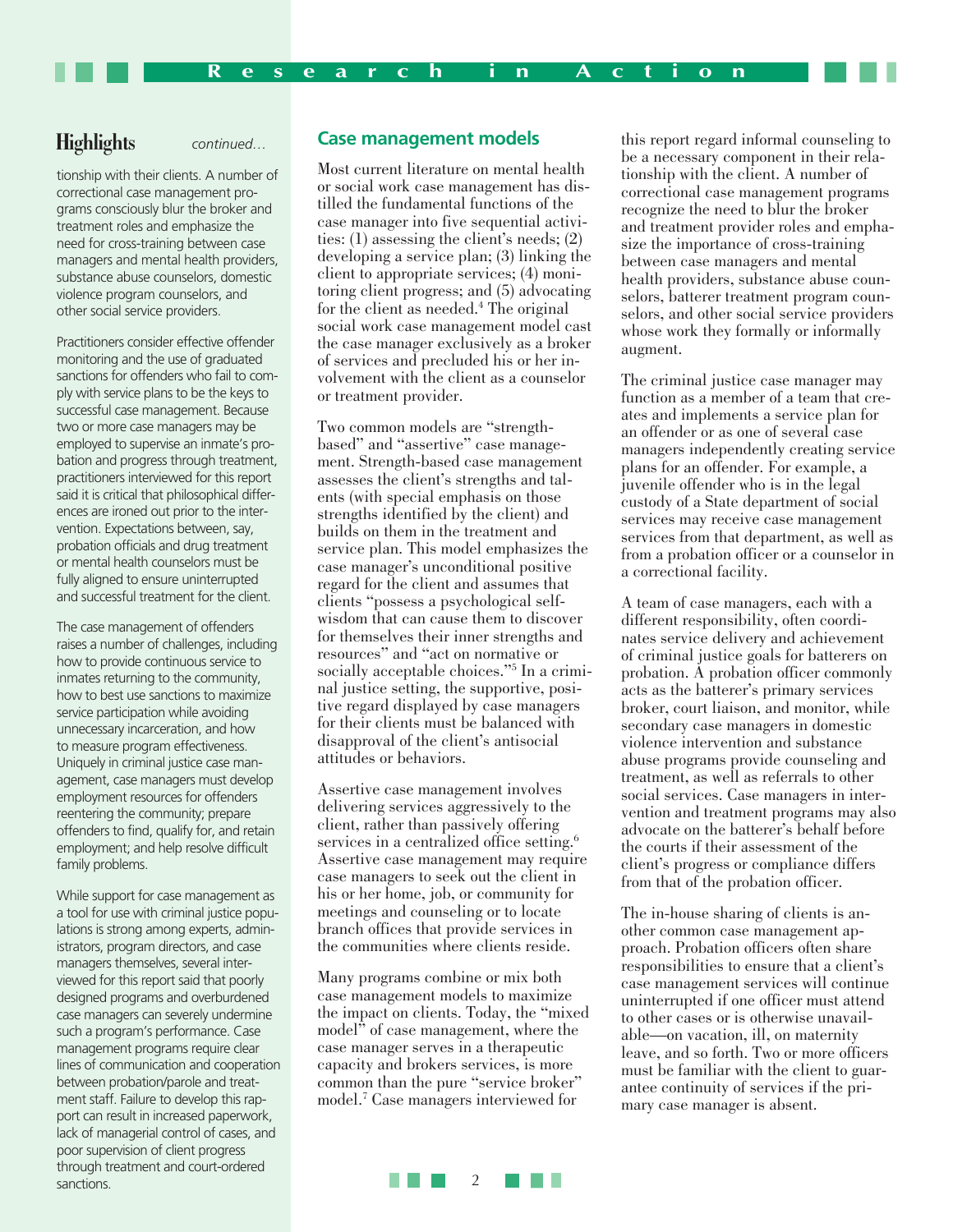## Highlights *continued…*

tionship with their clients. A number of correctional case management programs consciously blur the broker and treatment roles and emphasize the need for cross-training between case managers and mental health providers, substance abuse counselors, domestic violence program counselors, and other social service providers.

Practitioners consider effective offender monitoring and the use of graduated sanctions for offenders who fail to comply with service plans to be the keys to successful case management. Because two or more case managers may be employed to supervise an inmate's probation and progress through treatment, practitioners interviewed for this report said it is critical that philosophical differences are ironed out prior to the intervention. Expectations between, say, probation officials and drug treatment or mental health counselors must be fully aligned to ensure uninterrupted and successful treatment for the client.

The case management of offenders raises a number of challenges, including how to provide continuous service to inmates returning to the community, how to best use sanctions to maximize service participation while avoiding unnecessary incarceration, and how to measure program effectiveness. Uniquely in criminal justice case management, case managers must develop employment resources for offenders reentering the community; prepare offenders to find, qualify for, and retain employment; and help resolve difficult family problems.

While support for case management as a tool for use with criminal justice populations is strong among experts, administrators, program directors, and case managers themselves, several interviewed for this report said that poorly designed programs and overburdened case managers can severely undermine such a program's performance. Case management programs require clear lines of communication and cooperation between probation/parole and treatment staff. Failure to develop this rapport can result in increased paperwork, lack of managerial control of cases, and poor supervision of client progress through treatment and court-ordered sanctions.

## Case management models

Most current literature on mental health or social work case management has distilled the fundamental functions of the case manager into five sequential activities: (1) assessing the client's needs; (2) developing a service plan; (3) linking the client to appropriate services; (4) monitoring client progress; and (5) advocating for the client as needed.[4] The original social work case management model cast the case manager exclusively as a broker of services and precluded his or her involvement with the client as a counselor or treatment provider.

Two common models are "strength-based" and "assertive" case management. Strength-based case management assesses the client's strengths and talents (with special emphasis on those strengths identified by the client) and builds on them in the treatment and service plan. This model emphasizes the case manager's unconditional positive regard for the client and assumes that clients "possess a psychological self-wisdom that can cause them to discover for themselves their inner strengths and resources" and "act on normative or socially acceptable choices."[5] In a criminal justice setting, the supportive, positive regard displayed by case managers for their clients must be balanced with disapproval of the client's antisocial attitudes or behaviors.

Assertive case management involves delivering services aggressively to the client, rather than passively offering services in a centralized office setting.[6] Assertive case management may require case managers to seek out the client in his or her home, job, or community for meetings and counseling or to locate branch offices that provide services in the communities where clients reside.

Many programs combine or mix both case management models to maximize the impact on clients. Today, the "mixed model" of case management, where the case manager serves in a therapeutic capacity and brokers services, is more common than the pure "service broker" model.[7] Case managers interviewed for this report regard informal counseling to be a necessary component in their relationship with the client. A number of correctional case management programs recognize the need to blur the broker and treatment provider roles and emphasize the importance of cross-training between case managers and mental health providers, substance abuse counselors, batterer treatment program counselors, and other social service providers whose work they formally or informally augment.

The criminal justice case manager may function as a member of a team that creates and implements a service plan for an offender or as one of several case managers independently creating service plans for an offender. For example, a juvenile offender who is in the legal custody of a State department of social services may receive case management services from that department, as well as from a probation officer or a counselor in a correctional facility.

A team of case managers, each with a different responsibility, often coordinates service delivery and achievement of criminal justice goals for batterers on probation. A probation officer commonly acts as the batterer's primary services broker, court liaison, and monitor, while secondary case managers in domestic violence intervention and substance abuse programs provide counseling and treatment, as well as referrals to other social services. Case managers in intervention and treatment programs may also advocate on the batterer's behalf before the courts if their assessment of the client's progress or compliance differs from that of the probation officer.

The in-house sharing of clients is another common case management approach. Probation officers often share responsibilities to ensure that a client's case management services will continue uninterrupted if one officer must attend to other cases or is otherwise unavailable—on vacation, ill, on maternity leave, and so forth. Two or more officers must be familiar with the client to guarantee continuity of services if the primary case manager is absent.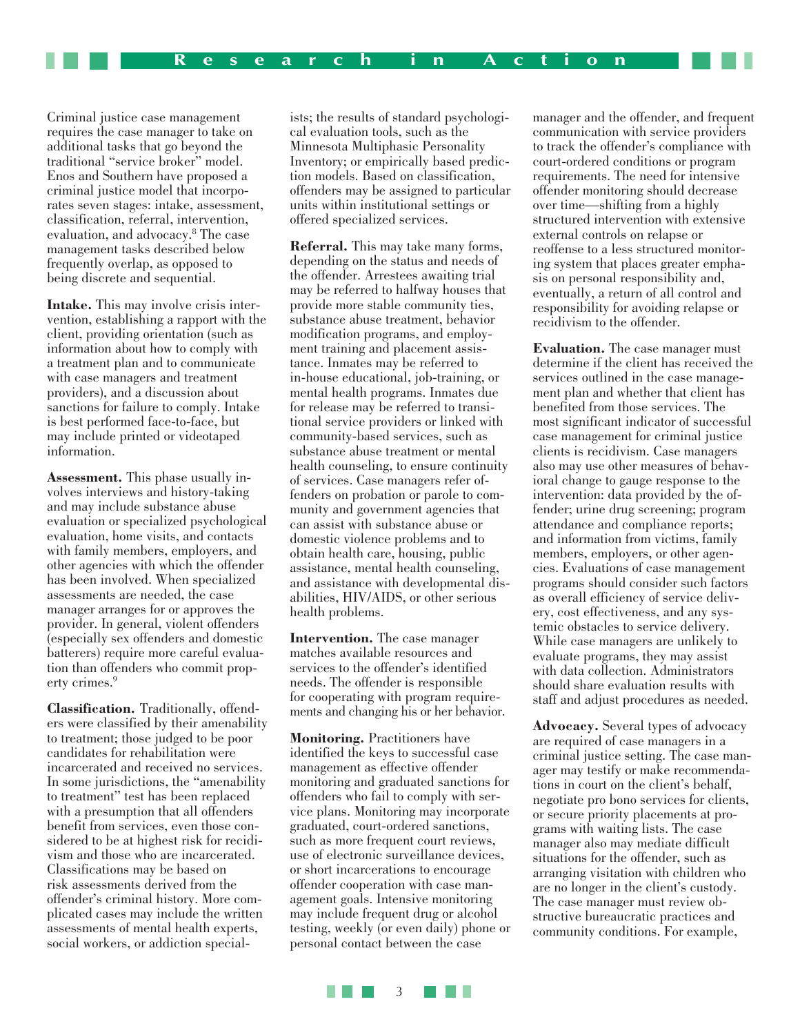Criminal justice case management requires the case manager to take on additional tasks that go beyond the traditional "service broker" model. Enos and Southern have proposed a criminal justice model that incorporates seven stages: intake, assessment, classification, referral, intervention, evaluation, and advocacy.[8] The case management tasks described below frequently overlap, as opposed to being discrete and sequential.

**Intake.** This may involve crisis intervention, establishing a rapport with the client, providing orientation (such as information about how to comply with a treatment plan and to communicate with case managers and treatment providers), and a discussion about sanctions for failure to comply. Intake is best performed face-to-face, but may include printed or videotaped information.

**Assessment.** This phase usually involves interviews and history-taking and may include substance abuse evaluation or specialized psychological evaluation, home visits, and contacts with family members, employers, and other agencies with which the offender has been involved. When specialized assessments are needed, the case manager arranges for or approves the provider. In general, violent offenders (especially sex offenders and domestic batterers) require more careful evaluation than offenders who commit property crimes.[9]

**Classification.** Traditionally, offenders were classified by their amenability to treatment; those judged to be poor candidates for rehabilitation were incarcerated and received no services. In some jurisdictions, the "amenability to treatment" test has been replaced with a presumption that all offenders benefit from services, even those considered to be at highest risk for recidivism and those who are incarcerated. Classifications may be based on risk assessments derived from the offender's criminal history. More complicated cases may include the written assessments of mental health experts, social workers, or addiction specialists; the results of standard psychological evaluation tools, such as the Minnesota Multiphasic Personality Inventory; or empirically based prediction models. Based on classification, offenders may be assigned to particular units within institutional settings or offered specialized services.

**Referral.** This may take many forms, depending on the status and needs of the offender. Arrestees awaiting trial may be referred to halfway houses that provide more stable community ties, substance abuse treatment, behavior modification programs, and employment training and placement assistance. Inmates may be referred to in-house educational, job-training, or mental health programs. Inmates due for release may be referred to transitional service providers or linked with community-based services, such as substance abuse treatment or mental health counseling, to ensure continuity of services. Case managers refer offenders on probation or parole to community and government agencies that can assist with substance abuse or domestic violence problems and to obtain health care, housing, public assistance, mental health counseling, and assistance with developmental disabilities, HIV/AIDS, or other serious health problems.

**Intervention.** The case manager matches available resources and services to the offender's identified needs. The offender is responsible for cooperating with program requirements and changing his or her behavior.

**Monitoring.** Practitioners have identified the keys to successful case management as effective offender monitoring and graduated sanctions for offenders who fail to comply with service plans. Monitoring may incorporate graduated, court-ordered sanctions, such as more frequent court reviews, use of electronic surveillance devices, or short incarcerations to encourage offender cooperation with case management goals. Intensive monitoring may include frequent drug or alcohol testing, weekly (or even daily) phone or personal contact between the case manager and the offender, and frequent communication with service providers to track the offender's compliance with court-ordered conditions or program requirements. The need for intensive offender monitoring should decrease over time—shifting from a highly structured intervention with extensive external controls on relapse or reoffense to a less structured monitoring system that places greater emphasis on personal responsibility and, eventually, a return of all control and responsibility for avoiding relapse or recidivism to the offender.

**Evaluation.** The case manager must determine if the client has received the services outlined in the case management plan and whether that client has benefited from those services. The most significant indicator of successful case management for criminal justice clients is recidivism. Case managers also may use other measures of behavioral change to gauge response to the intervention: data provided by the offender; urine drug screening; program attendance and compliance reports; and information from victims, family members, employers, or other agencies. Evaluations of case management programs should consider such factors as overall efficiency of service delivery, cost effectiveness, and any systemic obstacles to service delivery. While case managers are unlikely to evaluate programs, they may assist with data collection. Administrators should share evaluation results with staff and adjust procedures as needed.

**Advocacy.** Several types of advocacy are required of case managers in a criminal justice setting. The case manager may testify or make recommendations in court on the client's behalf, negotiate pro bono services for clients, or secure priority placements at programs with waiting lists. The case manager also may mediate difficult situations for the offender, such as arranging visitation with children who are no longer in the client's custody. The case manager must review obstructive bureaucratic practices and community conditions. For example,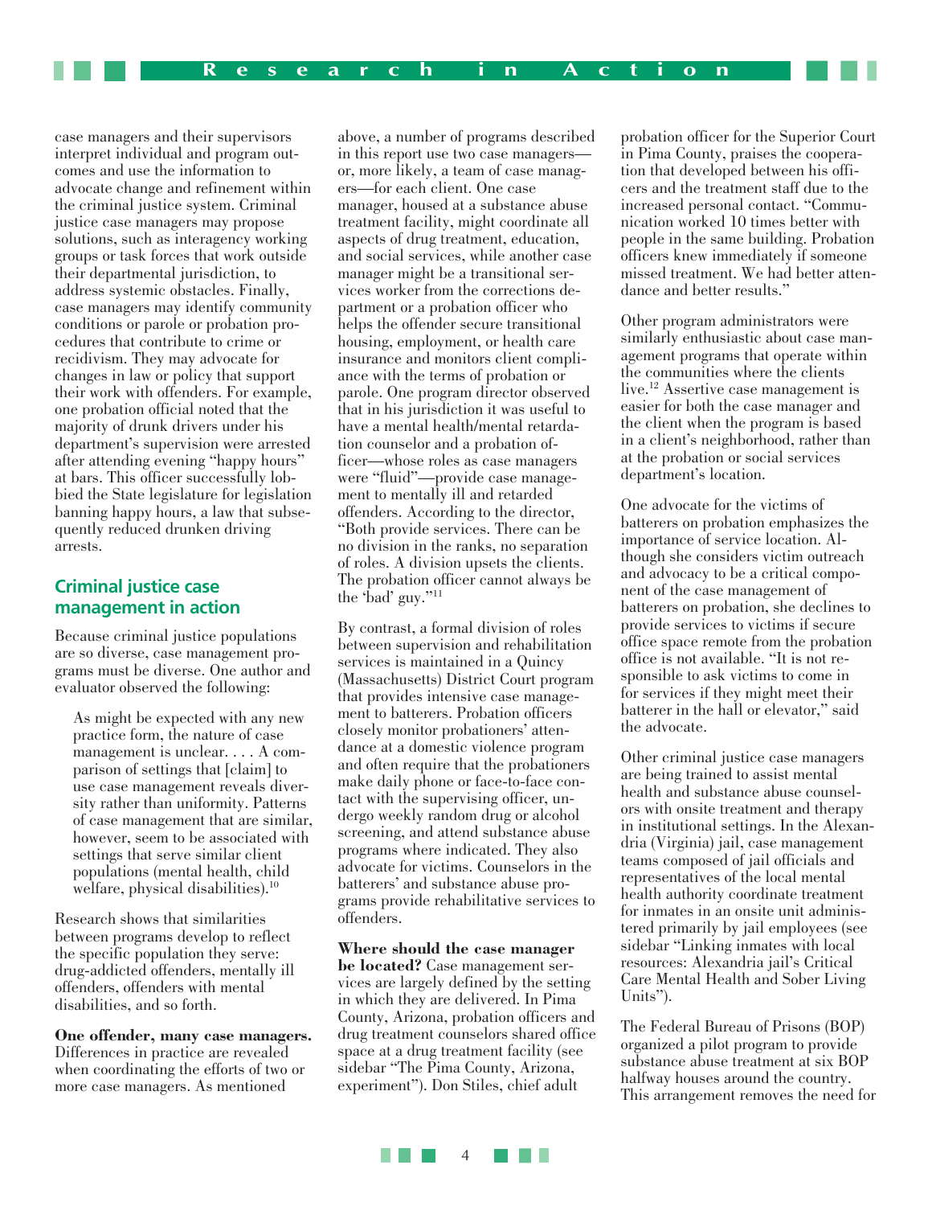case managers and their supervisors interpret individual and program outcomes and use the information to advocate change and refinement within the criminal justice system. Criminal justice case managers may propose solutions, such as interagency working groups or task forces that work outside their departmental jurisdiction, to address systemic obstacles. Finally, case managers may identify community conditions or parole or probation procedures that contribute to crime or recidivism. They may advocate for changes in law or policy that support their work with offenders. For example, one probation official noted that the majority of drunk drivers under his department's supervision were arrested after attending evening "happy hours" at bars. This officer successfully lobbied the State legislature for legislation banning happy hours, a law that subsequently reduced drunken driving arrests.

## Criminal justice case management in action

Because criminal justice populations are so diverse, case management programs must be diverse. One author and evaluator observed the following:

> As might be expected with any new practice form, the nature of case management is unclear. . . . A comparison of settings that [claim] to use case management reveals diversity rather than uniformity. Patterns of case management that are similar, however, seem to be associated with settings that serve similar client populations (mental health, child welfare, physical disabilities).[10]

Research shows that similarities between programs develop to reflect the specific population they serve: drug-addicted offenders, mentally ill offenders, offenders with mental disabilities, and so forth.

**One offender, many case managers.** Differences in practice are revealed when coordinating the efforts of two or more case managers. As mentioned above, a number of programs described in this report use two case managers—or, more likely, a team of case managers—for each client. One case manager, housed at a substance abuse treatment facility, might coordinate all aspects of drug treatment, education, and social services, while another case manager might be a transitional services worker from the corrections department or a probation officer who helps the offender secure transitional housing, employment, or health care insurance and monitors client compliance with the terms of probation or parole. One program director observed that in his jurisdiction it was useful to have a mental health/mental retardation counselor and a probation officer—whose roles as case managers were "fluid"—provide case management to mentally ill and retarded offenders. According to the director, "Both provide services. There can be no division in the ranks, no separation of roles. A division upsets the clients. The probation officer cannot always be the 'bad' guy."[11]

By contrast, a formal division of roles between supervision and rehabilitation services is maintained in a Quincy (Massachusetts) District Court program that provides intensive case management to batterers. Probation officers closely monitor probationers' attendance at a domestic violence program and often require that the probationers make daily phone or face-to-face contact with the supervising officer, undergo weekly random drug or alcohol screening, and attend substance abuse programs where indicated. They also advocate for victims. Counselors in the batterers' and substance abuse programs provide rehabilitative services to offenders.

**Where should the case manager be located?** Case management services are largely defined by the setting in which they are delivered. In Pima County, Arizona, probation officers and drug treatment counselors shared office space at a drug treatment facility (see sidebar "The Pima County, Arizona, experiment"). Don Stiles, chief adult probation officer for the Superior Court in Pima County, praises the cooperation that developed between his officers and the treatment staff due to the increased personal contact. "Communication worked 10 times better with people in the same building. Probation officers knew immediately if someone missed treatment. We had better attendance and better results."

Other program administrators were similarly enthusiastic about case management programs that operate within the communities where the clients live.[12] Assertive case management is easier for both the case manager and the client when the program is based in a client's neighborhood, rather than at the probation or social services department's location.

One advocate for the victims of batterers on probation emphasizes the importance of service location. Although she considers victim outreach and advocacy to be a critical component of the case management of batterers on probation, she declines to provide services to victims if secure office space remote from the probation office is not available. "It is not responsible to ask victims to come in for services if they might meet their batterer in the hall or elevator," said the advocate.

Other criminal justice case managers are being trained to assist mental health and substance abuse counselors with onsite treatment and therapy in institutional settings. In the Alexandria (Virginia) jail, case management teams composed of jail officials and representatives of the local mental health authority coordinate treatment for inmates in an onsite unit administered primarily by jail employees (see sidebar "Linking inmates with local resources: Alexandria jail's Critical Care Mental Health and Sober Living Units").

The Federal Bureau of Prisons (BOP) organized a pilot program to provide substance abuse treatment at six BOP halfway houses around the country. This arrangement removes the need for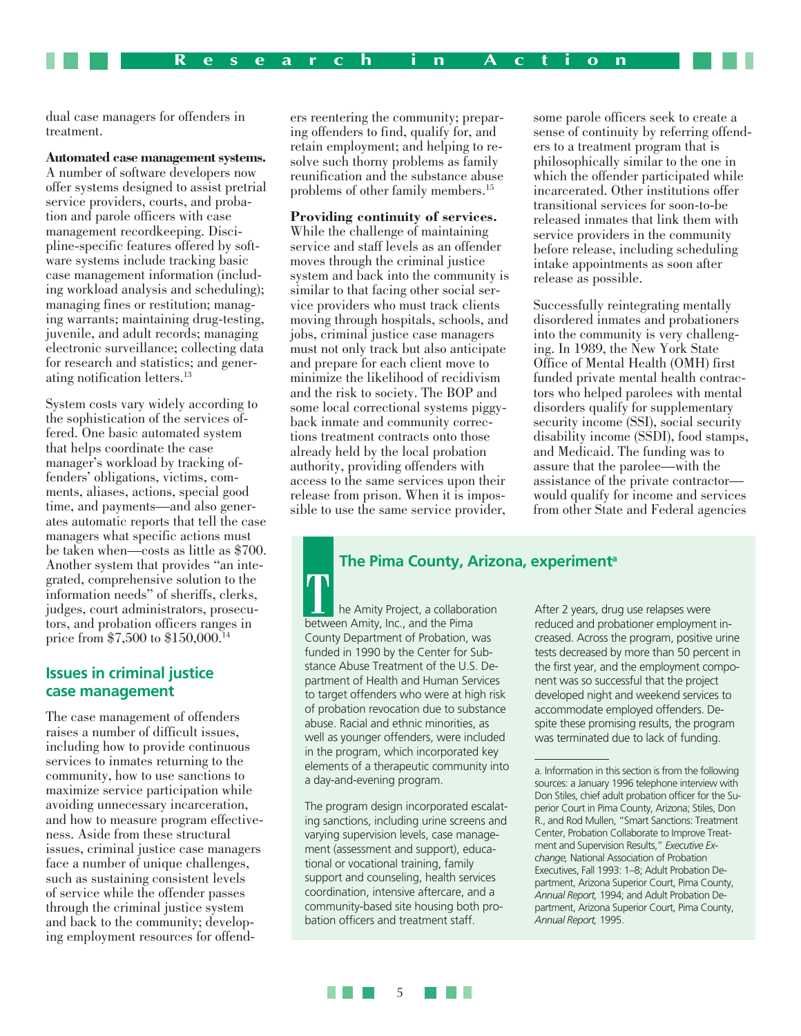dual case managers for offenders in treatment.

**Automated case management systems.** A number of software developers now offer systems designed to assist pretrial service providers, courts, and probation and parole officers with case management recordkeeping. Discipline-specific features offered by software systems include tracking basic case management information (including workload analysis and scheduling); managing fines or restitution; managing warrants; maintaining drug-testing, juvenile, and adult records; managing electronic surveillance; collecting data for research and statistics; and generating notification letters.[13]

System costs vary widely according to the sophistication of the services offered. One basic automated system that helps coordinate the case manager's workload by tracking offenders' obligations, victims, comments, aliases, actions, special good time, and payments—and also generates automatic reports that tell the case managers what specific actions must be taken when—costs as little as $700. Another system that provides "an integrated, comprehensive solution to the information needs" of sheriffs, clerks, judges, court administrators, prosecutors, and probation officers ranges in price from $7,500 to $150,000.[14]

## Issues in criminal justice case management

The case management of offenders raises a number of difficult issues, including how to provide continuous services to inmates returning to the community, how to use sanctions to maximize service participation while avoiding unnecessary incarceration, and how to measure program effectiveness. Aside from these structural issues, criminal justice case managers face a number of unique challenges, such as sustaining consistent levels of service while the offender passes through the criminal justice system and back to the community; developing employment resources for offenders reentering the community; preparing offenders to find, qualify for, and retain employment; and helping to resolve such thorny problems as family reunification and the substance abuse problems of other family members.[15]

**Providing continuity of services.** While the challenge of maintaining service and staff levels as an offender moves through the criminal justice system and back into the community is similar to that facing other social service providers who must track clients moving through hospitals, schools, and jobs, criminal justice case managers must not only track but also anticipate and prepare for each client move to minimize the likelihood of recidivism and the risk to society. The BOP and some local correctional systems piggyback inmate and community corrections treatment contracts onto those already held by the local probation authority, providing offenders with access to the same services upon their release from prison. When it is impossible to use the same service provider, some parole officers seek to create a sense of continuity by referring offenders to a treatment program that is philosophically similar to the one in which the offender participated while incarcerated. Other institutions offer transitional services for soon-to-be released inmates that link them with service providers in the community before release, including scheduling intake appointments as soon after release as possible.

Successfully reintegrating mentally disordered inmates and probationers into the community is very challenging. In 1989, the New York State Office of Mental Health (OMH) first funded private mental health contractors who helped parolees with mental disorders qualify for supplementary security income (SSI), social security disability income (SSDI), food stamps, and Medicaid. The funding was to assure that the parolee—with the assistance of the private contractor—would qualify for income and services from other State and Federal agencies

### The Pima County, Arizona, experiment[a]

The Amity Project, a collaboration between Amity, Inc., and the Pima County Department of Probation, was funded in 1990 by the Center for Substance Abuse Treatment of the U.S. Department of Health and Human Services to target offenders who were at high risk of probation revocation due to substance abuse. Racial and ethnic minorities, as well as younger offenders, were included in the program, which incorporated key elements of a therapeutic community into a day-and-evening program.

The program design incorporated escalating sanctions, including urine screens and varying supervision levels, case management (assessment and support), educational or vocational training, family support and counseling, health services coordination, intensive aftercare, and a community-based site housing both probation officers and treatment staff.

After 2 years, drug use relapses were reduced and probationer employment increased. Across the program, positive urine tests decreased by more than 50 percent in the first year, and the employment component was so successful that the project developed night and weekend services to accommodate employed offenders. Despite these promising results, the program was terminated due to lack of funding.

a. Information in this section is from the following sources: a January 1996 telephone interview with Don Stiles, chief adult probation officer for the Superior Court in Pima County, Arizona; Stiles, Don R., and Rod Mullen, "Smart Sanctions: Treatment Center, Probation Collaborate to Improve Treatment and Supervision Results," *Executive Exchange,* National Association of Probation Executives, Fall 1993: 1–8; Adult Probation Department, Arizona Superior Court, Pima County, *Annual Report,* 1994; and Adult Probation Department, Arizona Superior Court, Pima County, *Annual Report,* 1995.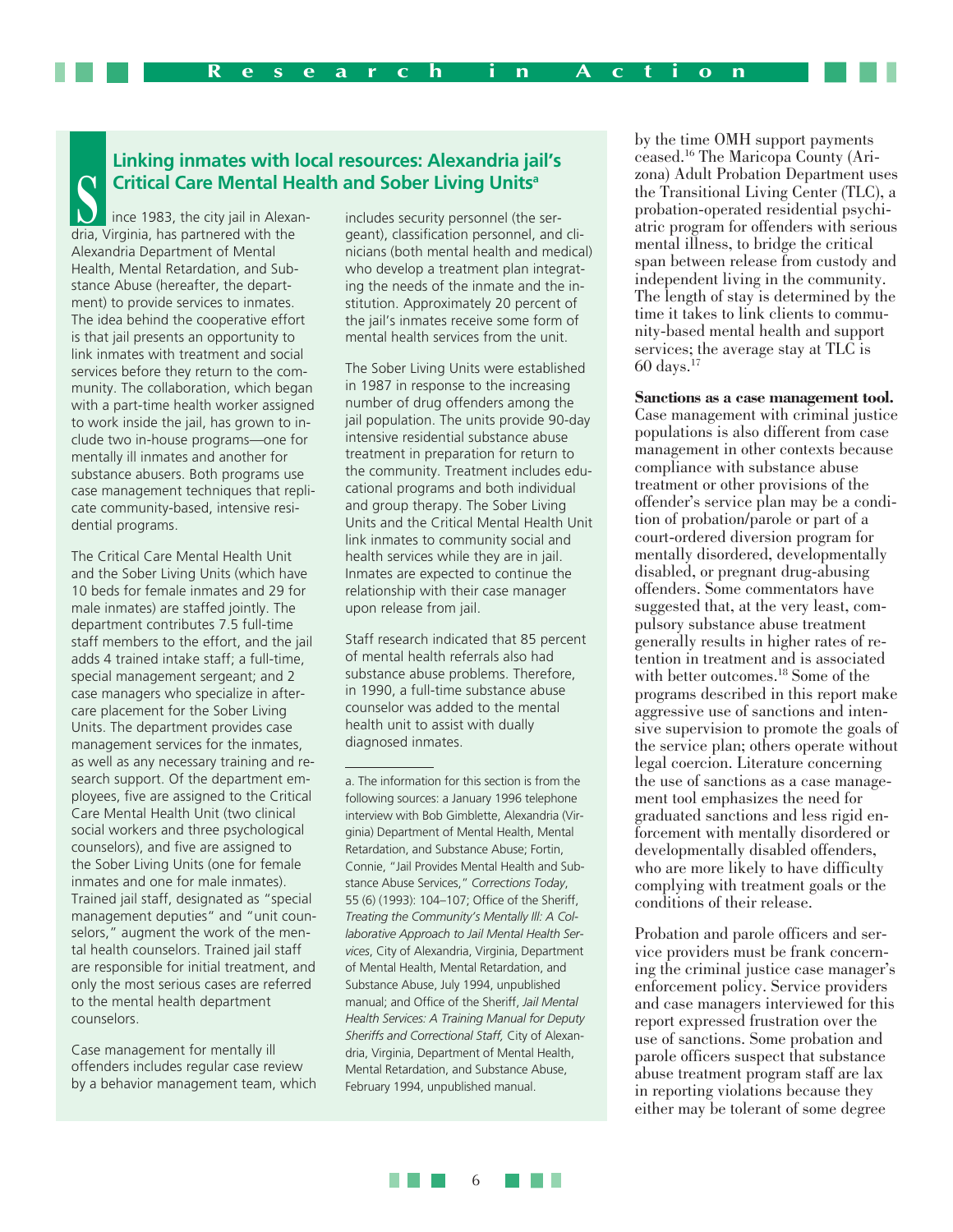## Linking inmates with local resources: Alexandria jail's Critical Care Mental Health and Sober Living Units[a]

Since 1983, the city jail in Alexandria, Virginia, has partnered with the Alexandria Department of Mental Health, Mental Retardation, and Substance Abuse (hereafter, the department) to provide services to inmates. The idea behind the cooperative effort is that jail presents an opportunity to link inmates with treatment and social services before they return to the community. The collaboration, which began with a part-time health worker assigned to work inside the jail, has grown to include two in-house programs—one for mentally ill inmates and another for substance abusers. Both programs use case management techniques that replicate community-based, intensive residential programs.

The Critical Care Mental Health Unit and the Sober Living Units (which have 10 beds for female inmates and 29 for male inmates) are staffed jointly. The department contributes 7.5 full-time staff members to the effort, and the jail adds 4 trained intake staff; a full-time, special management sergeant; and 2 case managers who specialize in aftercare placement for the Sober Living Units. The department provides case management services for the inmates, as well as any necessary training and research support. Of the department employees, five are assigned to the Critical Care Mental Health Unit (two clinical social workers and three psychological counselors), and five are assigned to the Sober Living Units (one for female inmates and one for male inmates). Trained jail staff, designated as "special management deputies" and "unit counselors," augment the work of the mental health counselors. Trained jail staff are responsible for initial treatment, and only the most serious cases are referred to the mental health department counselors.

Case management for mentally ill offenders includes regular case review by a behavior management team, which includes security personnel (the sergeant), classification personnel, and clinicians (both mental health and medical) who develop a treatment plan integrating the needs of the inmate and the institution. Approximately 20 percent of the jail's inmates receive some form of mental health services from the unit.

The Sober Living Units were established in 1987 in response to the increasing number of drug offenders among the jail population. The units provide 90-day intensive residential substance abuse treatment in preparation for return to the community. Treatment includes educational programs and both individual and group therapy. The Sober Living Units and the Critical Mental Health Unit link inmates to community social and health services while they are in jail. Inmates are expected to continue the relationship with their case manager upon release from jail.

Staff research indicated that 85 percent of mental health referrals also had substance abuse problems. Therefore, in 1990, a full-time substance abuse counselor was added to the mental health unit to assist with dually diagnosed inmates.

---

a. The information for this section is from the following sources: a January 1996 telephone interview with Bob Gimblette, Alexandria (Virginia) Department of Mental Health, Mental Retardation, and Substance Abuse; Fortin, Connie, "Jail Provides Mental Health and Substance Abuse Services," *Corrections Today*, 55 (6) (1993): 104–107; Office of the Sheriff, *Treating the Community's Mentally Ill: A Collaborative Approach to Jail Mental Health Services*, City of Alexandria, Virginia, Department of Mental Health, Mental Retardation, and Substance Abuse, July 1994, unpublished manual; and Office of the Sheriff, *Jail Mental Health Services: A Training Manual for Deputy Sheriffs and Correctional Staff,* City of Alexandria, Virginia, Department of Mental Health, Mental Retardation, and Substance Abuse, February 1994, unpublished manual.

---

by the time OMH support payments ceased.[16] The Maricopa County (Arizona) Adult Probation Department uses the Transitional Living Center (TLC), a probation-operated residential psychiatric program for offenders with serious mental illness, to bridge the critical span between release from custody and independent living in the community. The length of stay is determined by the time it takes to link clients to community-based mental health and support services; the average stay at TLC is 60 days.[17]

**Sanctions as a case management tool.** Case management with criminal justice populations is also different from case management in other contexts because compliance with substance abuse treatment or other provisions of the offender's service plan may be a condition of probation/parole or part of a court-ordered diversion program for mentally disordered, developmentally disabled, or pregnant drug-abusing offenders. Some commentators have suggested that, at the very least, compulsory substance abuse treatment generally results in higher rates of retention in treatment and is associated with better outcomes.[18] Some of the programs described in this report make aggressive use of sanctions and intensive supervision to promote the goals of the service plan; others operate without legal coercion. Literature concerning the use of sanctions as a case management tool emphasizes the need for graduated sanctions and less rigid enforcement with mentally disordered or developmentally disabled offenders, who are more likely to have difficulty complying with treatment goals or the conditions of their release.

Probation and parole officers and service providers must be frank concerning the criminal justice case manager's enforcement policy. Service providers and case managers interviewed for this report expressed frustration over the use of sanctions. Some probation and parole officers suspect that substance abuse treatment program staff are lax in reporting violations because they either may be tolerant of some degree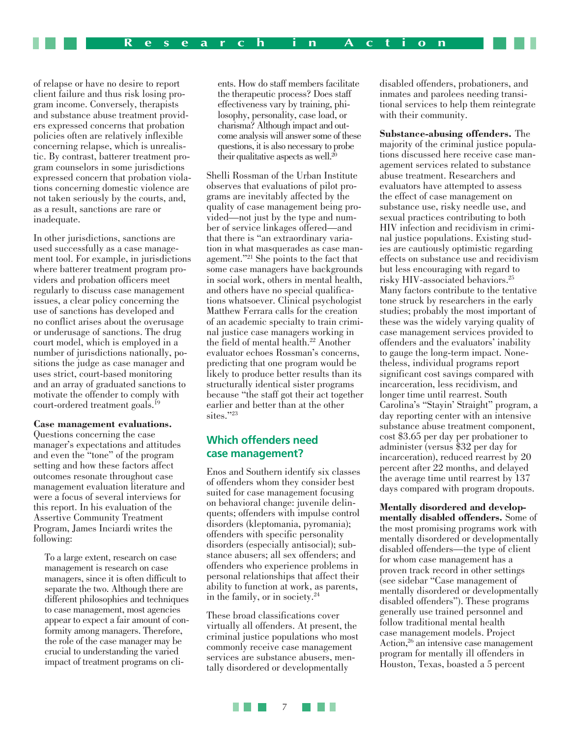of relapse or have no desire to report client failure and thus risk losing program income. Conversely, therapists and substance abuse treatment providers expressed concerns that probation policies often are relatively inflexible concerning relapse, which is unrealistic. By contrast, batterer treatment program counselors in some jurisdictions expressed concern that probation violations concerning domestic violence are not taken seriously by the courts, and, as a result, sanctions are rare or inadequate.

In other jurisdictions, sanctions are used successfully as a case management tool. For example, in jurisdictions where batterer treatment program providers and probation officers meet regularly to discuss case management issues, a clear policy concerning the use of sanctions has developed and no conflict arises about the overusage or underusage of sanctions. The drug court model, which is employed in a number of jurisdictions nationally, positions the judge as case manager and uses strict, court-based monitoring and an array of graduated sanctions to motivate the offender to comply with court-ordered treatment goals.[19]

**Case management evaluations.** Questions concerning the case manager's expectations and attitudes and even the "tone" of the program setting and how these factors affect outcomes resonate throughout case management evaluation literature and were a focus of several interviews for this report. In his evaluation of the Assertive Community Treatment Program, James Inciardi writes the following:

> To a large extent, research on case management is research on case managers, since it is often difficult to separate the two. Although there are different philosophies and techniques to case management, most agencies appear to expect a fair amount of conformity among managers. Therefore, the role of the case manager may be crucial to understanding the varied impact of treatment programs on clients. How do staff members facilitate the therapeutic process? Does staff effectiveness vary by training, philosophy, personality, case load, or charisma? Although impact and outcome analysis will answer some of these questions, it is also necessary to probe their qualitative aspects as well.[20]

Shelli Rossman of the Urban Institute observes that evaluations of pilot programs are inevitably affected by the quality of case management being provided—not just by the type and number of service linkages offered—and that there is "an extraordinary variation in what masquerades as case management."[21] She points to the fact that some case managers have backgrounds in social work, others in mental health, and others have no special qualifications whatsoever. Clinical psychologist Matthew Ferrara calls for the creation of an academic specialty to train criminal justice case managers working in the field of mental health.[22] Another evaluator echoes Rossman's concerns, predicting that one program would be likely to produce better results than its structurally identical sister programs because "the staff got their act together earlier and better than at the other sites."[23]

## Which offenders need case management?

Enos and Southern identify six classes of offenders whom they consider best suited for case management focusing on behavioral change: juvenile delinquents; offenders with impulse control disorders (kleptomania, pyromania); offenders with specific personality disorders (especially antisocial); substance abusers; all sex offenders; and offenders who experience problems in personal relationships that affect their ability to function at work, as parents, in the family, or in society.[24]

These broad classifications cover virtually all offenders. At present, the criminal justice populations who most commonly receive case management services are substance abusers, mentally disordered or developmentally disabled offenders, probationers, and inmates and parolees needing transitional services to help them reintegrate with their community.

**Substance-abusing offenders.** The majority of the criminal justice populations discussed here receive case management services related to substance abuse treatment. Researchers and evaluators have attempted to assess the effect of case management on substance use, risky needle use, and sexual practices contributing to both HIV infection and recidivism in criminal justice populations. Existing studies are cautiously optimistic regarding effects on substance use and recidivism but less encouraging with regard to risky HIV-associated behaviors.[25] Many factors contribute to the tentative tone struck by researchers in the early studies; probably the most important of these was the widely varying quality of case management services provided to offenders and the evaluators' inability to gauge the long-term impact. Nonetheless, individual programs report significant cost savings compared with incarceration, less recidivism, and longer time until rearrest. South Carolina's "Stayin' Straight" program, a day reporting center with an intensive substance abuse treatment component, cost $3.65 per day per probationer to administer (versus $32 per day for incarceration), reduced rearrest by 20 percent after 22 months, and delayed the average time until rearrest by 137 days compared with program dropouts.

**Mentally disordered and developmentally disabled offenders.** Some of the most promising programs work with mentally disordered or developmentally disabled offenders—the type of client for whom case management has a proven track record in other settings (see sidebar "Case management of mentally disordered or developmentally disabled offenders"). These programs generally use trained personnel and follow traditional mental health case management models. Project Action,[26] an intensive case management program for mentally ill offenders in Houston, Texas, boasted a 5 percent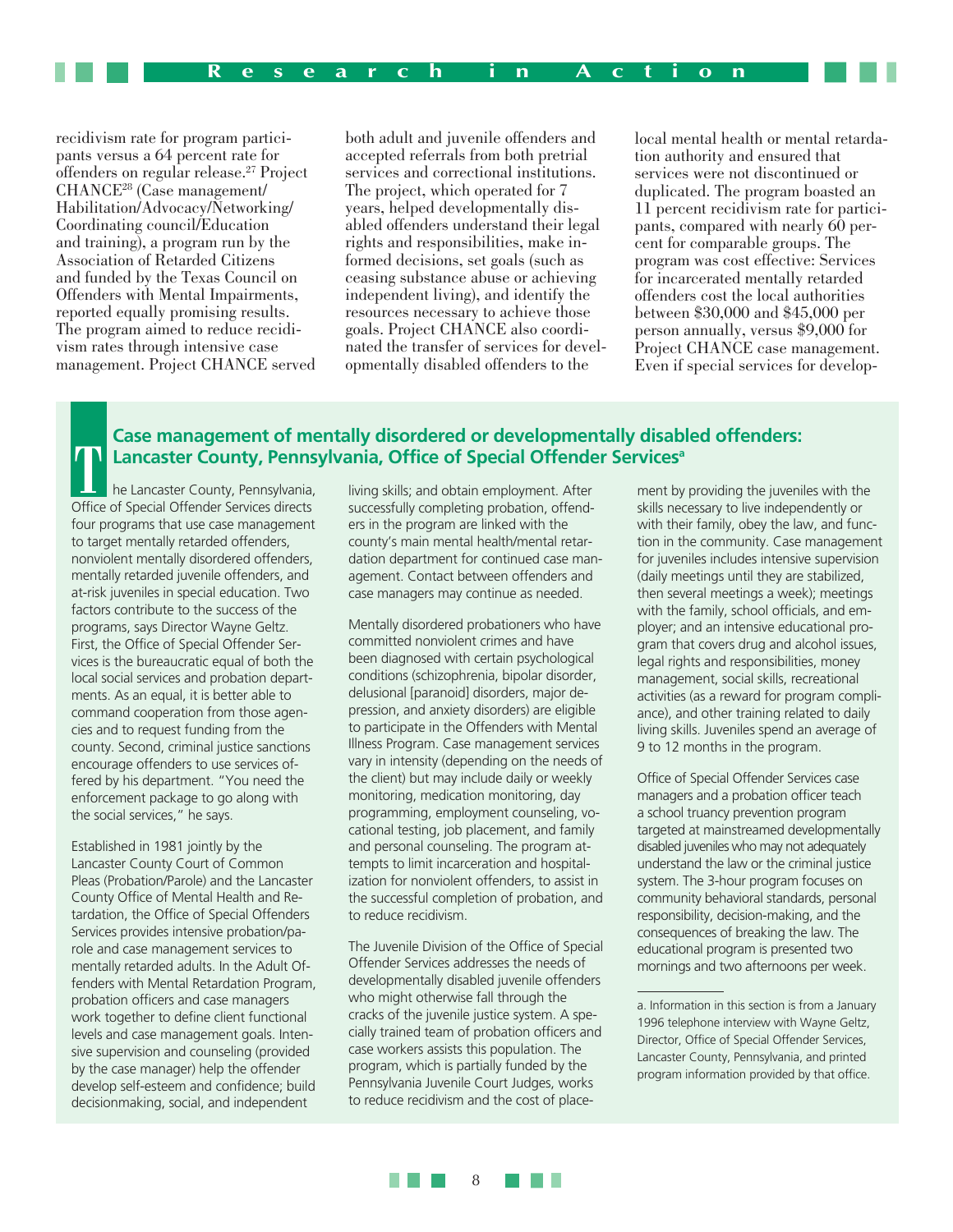recidivism rate for program participants versus a 64 percent rate for offenders on regular release.[27] Project CHANCE[28] (Case management/Habilitation/Advocacy/Networking/Coordinating council/Education and training), a program run by the Association of Retarded Citizens and funded by the Texas Council on Offenders with Mental Impairments, reported equally promising results. The program aimed to reduce recidivism rates through intensive case management. Project CHANCE served both adult and juvenile offenders and accepted referrals from both pretrial services and correctional institutions. The project, which operated for 7 years, helped developmentally disabled offenders understand their legal rights and responsibilities, make informed decisions, set goals (such as ceasing substance abuse or achieving independent living), and identify the resources necessary to achieve those goals. Project CHANCE also coordinated the transfer of services for developmentally disabled offenders to the local mental health or mental retardation authority and ensured that services were not discontinued or duplicated. The program boasted an 11 percent recidivism rate for participants, compared with nearly 60 percent for comparable groups. The program was cost effective: Services for incarcerated mentally retarded offenders cost the local authorities between $30,000 and $45,000 per person annually, versus $9,000 for Project CHANCE case management. Even if special services for develop-

## Case management of mentally disordered or developmentally disabled offenders: Lancaster County, Pennsylvania, Office of Special Offender Services[a]

The Lancaster County, Pennsylvania, Office of Special Offender Services directs four programs that use case management to target mentally retarded offenders, nonviolent mentally disordered offenders, mentally retarded juvenile offenders, and at-risk juveniles in special education. Two factors contribute to the success of the programs, says Director Wayne Geltz. First, the Office of Special Offender Services is the bureaucratic equal of both the local social services and probation departments. As an equal, it is better able to command cooperation from those agencies and to request funding from the county. Second, criminal justice sanctions encourage offenders to use services offered by his department. "You need the enforcement package to go along with the social services," he says.

Established in 1981 jointly by the Lancaster County Court of Common Pleas (Probation/Parole) and the Lancaster County Office of Mental Health and Retardation, the Office of Special Offenders Services provides intensive probation/parole and case management services to mentally retarded adults. In the Adult Offenders with Mental Retardation Program, probation officers and case managers work together to define client functional levels and case management goals. Intensive supervision and counseling (provided by the case manager) help the offender develop self-esteem and confidence; build decisionmaking, social, and independent living skills; and obtain employment. After successfully completing probation, offenders in the program are linked with the county's main mental health/mental retardation department for continued case management. Contact between offenders and case managers may continue as needed.

Mentally disordered probationers who have committed nonviolent crimes and have been diagnosed with certain psychological conditions (schizophrenia, bipolar disorder, delusional [paranoid] disorders, major depression, and anxiety disorders) are eligible to participate in the Offenders with Mental Illness Program. Case management services vary in intensity (depending on the needs of the client) but may include daily or weekly monitoring, medication monitoring, day programming, employment counseling, vocational testing, job placement, and family and personal counseling. The program attempts to limit incarceration and hospitalization for nonviolent offenders, to assist in the successful completion of probation, and to reduce recidivism.

The Juvenile Division of the Office of Special Offender Services addresses the needs of developmentally disabled juvenile offenders who might otherwise fall through the cracks of the juvenile justice system. A specially trained team of probation officers and case workers assists this population. The program, which is partially funded by the Pennsylvania Juvenile Court Judges, works to reduce recidivism and the cost of placement by providing the juveniles with the skills necessary to live independently or with their family, obey the law, and function in the community. Case management for juveniles includes intensive supervision (daily meetings until they are stabilized, then several meetings a week); meetings with the family, school officials, and employer; and an intensive educational program that covers drug and alcohol issues, legal rights and responsibilities, money management, social skills, recreational activities (as a reward for program compliance), and other training related to daily living skills. Juveniles spend an average of 9 to 12 months in the program.

Office of Special Offender Services case managers and a probation officer teach a school truancy prevention program targeted at mainstreamed developmentally disabled juveniles who may not adequately understand the law or the criminal justice system. The 3-hour program focuses on community behavioral standards, personal responsibility, decision-making, and the consequences of breaking the law. The educational program is presented two mornings and two afternoons per week.

a. Information in this section is from a January 1996 telephone interview with Wayne Geltz, Director, Office of Special Offender Services, Lancaster County, Pennsylvania, and printed program information provided by that office.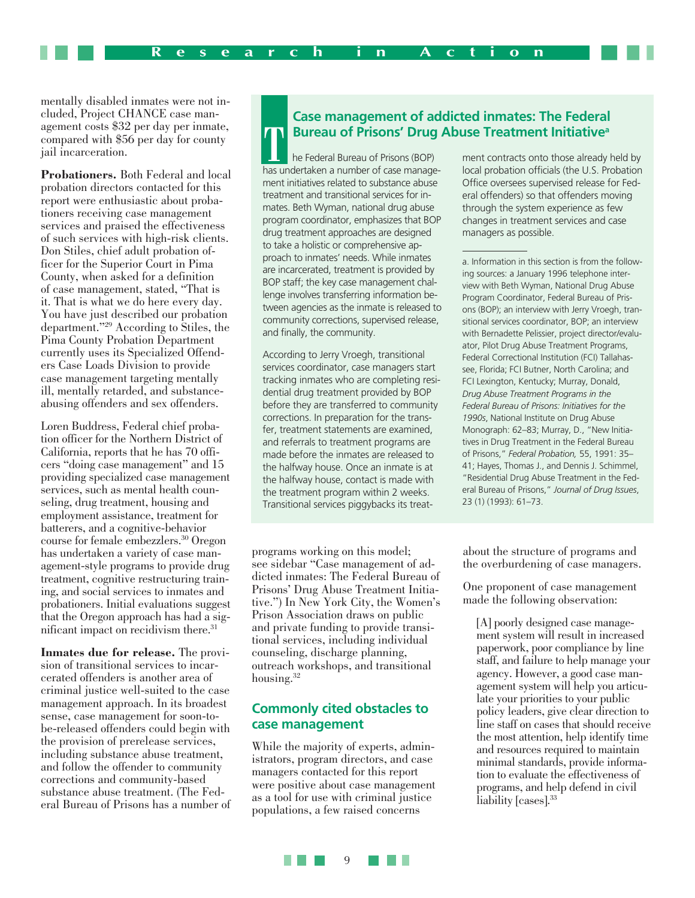mentally disabled inmates were not included, Project CHANCE case management costs $32 per day per inmate, compared with $56 per day for county jail incarceration.

**Probationers.** Both Federal and local probation directors contacted for this report were enthusiastic about probationers receiving case management services and praised the effectiveness of such services with high-risk clients. Don Stiles, chief adult probation officer for the Superior Court in Pima County, when asked for a definition of case management, stated, "That is it. That is what we do here every day. You have just described our probation department."[29] According to Stiles, the Pima County Probation Department currently uses its Specialized Offenders Case Loads Division to provide case management targeting mentally ill, mentally retarded, and substance-abusing offenders and sex offenders.

Loren Buddress, Federal chief probation officer for the Northern District of California, reports that he has 70 officers "doing case management" and 15 providing specialized case management services, such as mental health counseling, drug treatment, housing and employment assistance, treatment for batterers, and a cognitive-behavior course for female embezzlers.[30] Oregon has undertaken a variety of case management-style programs to provide drug treatment, cognitive restructuring training, and social services to inmates and probationers. Initial evaluations suggest that the Oregon approach has had a significant impact on recidivism there.[31]

**Inmates due for release.** The provision of transitional services to incarcerated offenders is another area of criminal justice well-suited to the case management approach. In its broadest sense, case management for soon-to-be-released offenders could begin with the provision of prerelease services, including substance abuse treatment, and follow the offender to community corrections and community-based substance abuse treatment. (The Federal Bureau of Prisons has a number of programs working on this model; see sidebar "Case management of addicted inmates: The Federal Bureau of Prisons' Drug Abuse Treatment Initiative.") In New York City, the Women's Prison Association draws on public and private funding to provide transitional services, including individual counseling, discharge planning, outreach workshops, and transitional housing.[32]

## Case management of addicted inmates: The Federal Bureau of Prisons' Drug Abuse Treatment Initiative[a]

The Federal Bureau of Prisons (BOP) has undertaken a number of case management initiatives related to substance abuse treatment and transitional services for inmates. Beth Wyman, national drug abuse program coordinator, emphasizes that BOP drug treatment approaches are designed to take a holistic or comprehensive approach to inmates' needs. While inmates are incarcerated, treatment is provided by BOP staff; the key case management challenge involves transferring information between agencies as the inmate is released to community corrections, supervised release, and finally, the community.

According to Jerry Vroegh, transitional services coordinator, case managers start tracking inmates who are completing residential drug treatment provided by BOP before they are transferred to community corrections. In preparation for the transfer, treatment statements are examined, and referrals to treatment programs are made before the inmates are released to the halfway house. Once an inmate is at the halfway house, contact is made with the treatment program within 2 weeks. Transitional services piggybacks its treatment contracts onto those already held by local probation officials (the U.S. Probation Office oversees supervised release for Federal offenders) so that offenders moving through the system experience as few changes in treatment services and case managers as possible.

a. Information in this section is from the following sources: a January 1996 telephone interview with Beth Wyman, National Drug Abuse Program Coordinator, Federal Bureau of Prisons (BOP); an interview with Jerry Vroegh, transitional services coordinator, BOP; an interview with Bernadette Pelissier, project director/evaluator, Pilot Drug Abuse Treatment Programs, Federal Correctional Institution (FCI) Tallahassee, Florida; FCI Butner, North Carolina; and FCI Lexington, Kentucky; Murray, Donald, *Drug Abuse Treatment Programs in the Federal Bureau of Prisons: Initiatives for the 1990s*, National Institute on Drug Abuse Monograph: 62–83; Murray, D., "New Initiatives in Drug Treatment in the Federal Bureau of Prisons," *Federal Probation,* 55, 1991: 35–41; Hayes, Thomas J., and Dennis J. Schimmel, "Residential Drug Abuse Treatment in the Federal Bureau of Prisons," *Journal of Drug Issues*, 23 (1) (1993): 61–73.

## Commonly cited obstacles to case management

While the majority of experts, administrators, program directors, and case managers contacted for this report were positive about case management as a tool for use with criminal justice populations, a few raised concerns about the structure of programs and the overburdening of case managers.

One proponent of case management made the following observation:

> [A] poorly designed case management system will result in increased paperwork, poor compliance by line staff, and failure to help manage your agency. However, a good case management system will help you articulate your priorities to your public policy leaders, give clear direction to line staff on cases that should receive the most attention, help identify time and resources required to maintain minimal standards, provide information to evaluate the effectiveness of programs, and help defend in civil liability [cases].[33]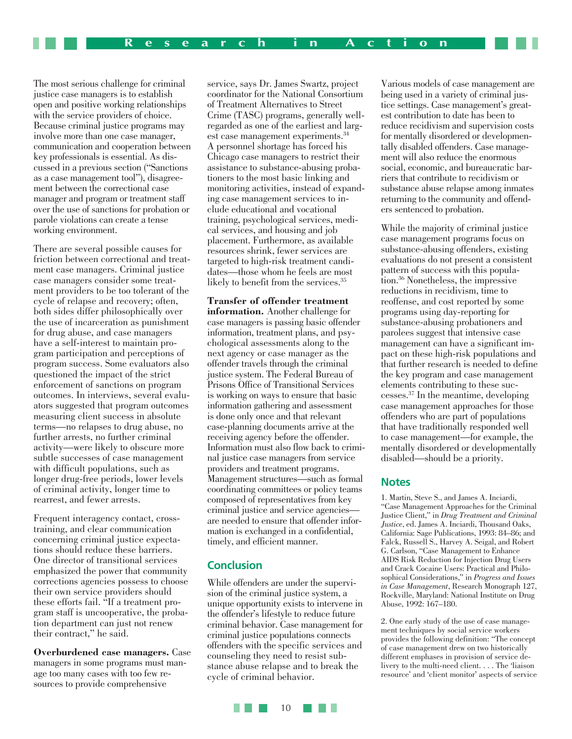The most serious challenge for criminal justice case managers is to establish open and positive working relationships with the service providers of choice. Because criminal justice programs may involve more than one case manager, communication and cooperation between key professionals is essential. As discussed in a previous section ("Sanctions as a case management tool"), disagreement between the correctional case manager and program or treatment staff over the use of sanctions for probation or parole violations can create a tense working environment.

There are several possible causes for friction between correctional and treatment case managers. Criminal justice case managers consider some treatment providers to be too tolerant of the cycle of relapse and recovery; often, both sides differ philosophically over the use of incarceration as punishment for drug abuse, and case managers have a self-interest to maintain program participation and perceptions of program success. Some evaluators also questioned the impact of the strict enforcement of sanctions on program outcomes. In interviews, several evaluators suggested that program outcomes measuring client success in absolute terms—no relapses to drug abuse, no further arrests, no further criminal activity—were likely to obscure more subtle successes of case management with difficult populations, such as longer drug-free periods, lower levels of criminal activity, longer time to rearrest, and fewer arrests.

Frequent interagency contact, cross-training, and clear communication concerning criminal justice expectations should reduce these barriers. One director of transitional services emphasized the power that community corrections agencies possess to choose their own service providers should these efforts fail. "If a treatment program staff is uncooperative, the probation department can just not renew their contract," he said.

**Overburdened case managers.** Case managers in some programs must manage too many cases with too few resources to provide comprehensive service, says Dr. James Swartz, project coordinator for the National Consortium of Treatment Alternatives to Street Crime (TASC) programs, generally well-regarded as one of the earliest and largest case management experiments.[34] A personnel shortage has forced his Chicago case managers to restrict their assistance to substance-abusing probationers to the most basic linking and monitoring activities, instead of expanding case management services to include educational and vocational training, psychological services, medical services, and housing and job placement. Furthermore, as available resources shrink, fewer services are targeted to high-risk treatment candidates—those whom he feels are most likely to benefit from the services.[35]

**Transfer of offender treatment information.** Another challenge for case managers is passing basic offender information, treatment plans, and psychological assessments along to the next agency or case manager as the offender travels through the criminal justice system. The Federal Bureau of Prisons Office of Transitional Services is working on ways to ensure that basic information gathering and assessment is done only once and that relevant case-planning documents arrive at the receiving agency before the offender. Information must also flow back to criminal justice case managers from service providers and treatment programs. Management structures—such as formal coordinating committees or policy teams composed of representatives from key criminal justice and service agencies—are needed to ensure that offender information is exchanged in a confidential, timely, and efficient manner.

## Conclusion

While offenders are under the supervision of the criminal justice system, a unique opportunity exists to intervene in the offender's lifestyle to reduce future criminal behavior. Case management for criminal justice populations connects offenders with the specific services and counseling they need to resist substance abuse relapse and to break the cycle of criminal behavior.

Various models of case management are being used in a variety of criminal justice settings. Case management's greatest contribution to date has been to reduce recidivism and supervision costs for mentally disordered or developmentally disabled offenders. Case management will also reduce the enormous social, economic, and bureaucratic barriers that contribute to recidivism or substance abuse relapse among inmates returning to the community and offenders sentenced to probation.

While the majority of criminal justice case management programs focus on substance-abusing offenders, existing evaluations do not present a consistent pattern of success with this population.[36] Nonetheless, the impressive reductions in recidivism, time to reoffense, and cost reported by some programs using day-reporting for substance-abusing probationers and parolees suggest that intensive case management can have a significant impact on these high-risk populations and that further research is needed to define the key program and case management elements contributing to these successes.[37] In the meantime, developing case management approaches for those offenders who are part of populations that have traditionally responded well to case management—for example, the mentally disordered or developmentally disabled—should be a priority.

## Notes

1. Martin, Steve S., and James A. Inciardi, "Case Management Approaches for the Criminal Justice Client," in *Drug Treatment and Criminal Justice*, ed. James A. Inciardi, Thousand Oaks, California: Sage Publications, 1993: 84–86; and Falck, Russell S., Harvey A. Seigal, and Robert G. Carlson, "Case Management to Enhance AIDS Risk Reduction for Injection Drug Users and Crack Cocaine Users: Practical and Philosophical Considerations," in *Progress and Issues in Case Management*, Research Monograph 127, Rockville, Maryland: National Institute on Drug Abuse, 1992: 167–180.

2. One early study of the use of case management techniques by social service workers provides the following definition: "The concept of case management drew on two historically different emphases in provision of service delivery to the multi-need client. . . . The 'liaison resource' and 'client monitor' aspects of service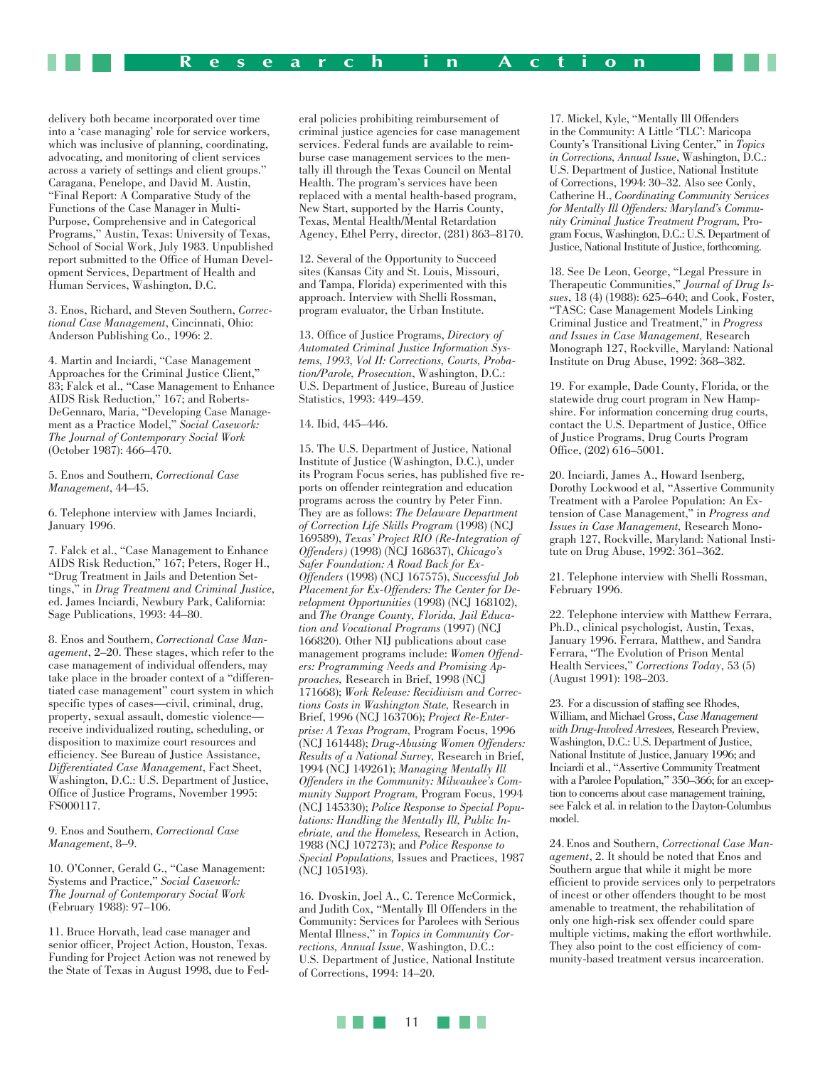delivery both became incorporated over time into a 'case managing' role for service workers, which was inclusive of planning, coordinating, advocating, and monitoring of client services across a variety of settings and client groups." Caragana, Penelope, and David M. Austin, "Final Report: A Comparative Study of the Functions of the Case Manager in Multi-Purpose, Comprehensive and in Categorical Programs," Austin, Texas: University of Texas, School of Social Work, July 1983. Unpublished report submitted to the Office of Human Development Services, Department of Health and Human Services, Washington, D.C.

3. Enos, Richard, and Steven Southern, *Correctional Case Management*, Cincinnati, Ohio: Anderson Publishing Co., 1996: 2.

4. Martin and Inciardi, "Case Management Approaches for the Criminal Justice Client," 83; Falck et al., "Case Management to Enhance AIDS Risk Reduction," 167; and Roberts-DeGennaro, Maria, "Developing Case Management as a Practice Model," *Social Casework: The Journal of Contemporary Social Work* (October 1987): 466–470.

5. Enos and Southern, *Correctional Case Management*, 44–45.

6. Telephone interview with James Inciardi, January 1996.

7. Falck et al., "Case Management to Enhance AIDS Risk Reduction," 167; Peters, Roger H., "Drug Treatment in Jails and Detention Settings," in *Drug Treatment and Criminal Justice*, ed. James Inciardi, Newbury Park, California: Sage Publications, 1993: 44–80.

8. Enos and Southern, *Correctional Case Management*, 2–20. These stages, which refer to the case management of individual offenders, may take place in the broader context of a "differentiated case management" court system in which specific types of cases—civil, criminal, drug, property, sexual assault, domestic violence—receive individualized routing, scheduling, or disposition to maximize court resources and efficiency. See Bureau of Justice Assistance, *Differentiated Case Management*, Fact Sheet, Washington, D.C.: U.S. Department of Justice, Office of Justice Programs, November 1995: FS000117.

9. Enos and Southern, *Correctional Case Management*, 8–9.

10. O'Conner, Gerald G., "Case Management: Systems and Practice," *Social Casework: The Journal of Contemporary Social Work* (February 1988): 97–106.

11. Bruce Horvath, lead case manager and senior officer, Project Action, Houston, Texas. Funding for Project Action was not renewed by the State of Texas in August 1998, due to Federal policies prohibiting reimbursement of criminal justice agencies for case management services. Federal funds are available to reimburse case management services to the mentally ill through the Texas Council on Mental Health. The program's services have been replaced with a mental health-based program, New Start, supported by the Harris County, Texas, Mental Health/Mental Retardation Agency, Ethel Perry, director, (281) 863–8170.

12. Several of the Opportunity to Succeed sites (Kansas City and St. Louis, Missouri, and Tampa, Florida) experimented with this approach. Interview with Shelli Rossman, program evaluator, the Urban Institute.

13. Office of Justice Programs, *Directory of Automated Criminal Justice Information Systems, 1993, Vol II: Corrections, Courts, Probation/Parole, Prosecution*, Washington, D.C.: U.S. Department of Justice, Bureau of Justice Statistics, 1993: 449–459.

14. Ibid, 445–446.

15. The U.S. Department of Justice, National Institute of Justice (Washington, D.C.), under its Program Focus series, has published five reports on offender reintegration and education programs across the country by Peter Finn. They are as follows: *The Delaware Department of Correction Life Skills Program* (1998) (NCJ 169589), *Texas' Project RIO (Re-Integration of Offenders)* (1998) (NCJ 168637), *Chicago's Safer Foundation: A Road Back for Ex-Offenders* (1998) (NCJ 167575), *Successful Job Placement for Ex-Offenders: The Center for Development Opportunities* (1998) (NCJ 168102), and *The Orange County, Florida, Jail Education and Vocational Programs* (1997) (NCJ 166820). Other NIJ publications about case management programs include: *Women Offenders: Programming Needs and Promising Approaches,* Research in Brief, 1998 (NCJ 171668); *Work Release: Recidivism and Corrections Costs in Washington State*, Research in Brief, 1996 (NCJ 163706); *Project Re-Enterprise: A Texas Program,* Program Focus, 1996 (NCJ 161448); *Drug-Abusing Women Offenders: Results of a National Survey,* Research in Brief, 1994 (NCJ 149261); *Managing Mentally Ill Offenders in the Community: Milwaukee's Community Support Program,* Program Focus, 1994 (NCJ 145330); *Police Response to Special Populations: Handling the Mentally Ill, Public Inebriate, and the Homeless,* Research in Action, 1988 (NCJ 107273); and *Police Response to Special Populations,* Issues and Practices, 1987 (NCJ 105193).

16. Dvoskin, Joel A., C. Terence McCormick, and Judith Cox, "Mentally Ill Offenders in the Community: Services for Parolees with Serious Mental Illness," in *Topics in Community Corrections, Annual Issue*, Washington, D.C.: U.S. Department of Justice, National Institute of Corrections, 1994: 14–20.

17. Mickel, Kyle, "Mentally Ill Offenders in the Community: A Little 'TLC': Maricopa County's Transitional Living Center," in *Topics in Corrections, Annual Issue*, Washington, D.C.: U.S. Department of Justice, National Institute of Corrections, 1994: 30–32. Also see Conly, Catherine H., *Coordinating Community Services for Mentally Ill Offenders: Maryland's Community Criminal Justice Treatment Program,* Program Focus, Washington, D.C.: U.S. Department of Justice, National Institute of Justice, forthcoming.

18. See De Leon, George, "Legal Pressure in Therapeutic Communities," *Journal of Drug Issues*, 18 (4) (1988): 625–640; and Cook, Foster, "TASC: Case Management Models Linking Criminal Justice and Treatment," in *Progress and Issues in Case Management,* Research Monograph 127, Rockville, Maryland: National Institute on Drug Abuse, 1992: 368–382.

19. For example, Dade County, Florida, or the statewide drug court program in New Hampshire. For information concerning drug courts, contact the U.S. Department of Justice, Office of Justice Programs, Drug Courts Program Office, (202) 616–5001.

20. Inciardi, James A., Howard Isenberg, Dorothy Lockwood et al, "Assertive Community Treatment with a Parolee Population: An Extension of Case Management," in *Progress and Issues in Case Management,* Research Monograph 127, Rockville, Maryland: National Institute on Drug Abuse, 1992: 361–362.

21. Telephone interview with Shelli Rossman, February 1996.

22. Telephone interview with Matthew Ferrara, Ph.D., clinical psychologist, Austin, Texas, January 1996. Ferrara, Matthew, and Sandra Ferrara, "The Evolution of Prison Mental Health Services," *Corrections Today*, 53 (5) (August 1991): 198–203.

23. For a discussion of staffing see Rhodes, William, and Michael Gross, *Case Management with Drug-Involved Arrestees,* Research Preview, Washington, D.C.: U.S. Department of Justice, National Institute of Justice, January 1996; and Inciardi et al., "Assertive Community Treatment with a Parolee Population," 350–366; for an exception to concerns about case management training, see Falck et al. in relation to the Dayton-Columbus model.

24. Enos and Southern, *Correctional Case Management*, 2. It should be noted that Enos and Southern argue that while it might be more efficient to provide services only to perpetrators of incest or other offenders thought to be most amenable to treatment, the rehabilitation of only one high-risk sex offender could spare multiple victims, making the effort worthwhile. They also point to the cost efficiency of community-based treatment versus incarceration.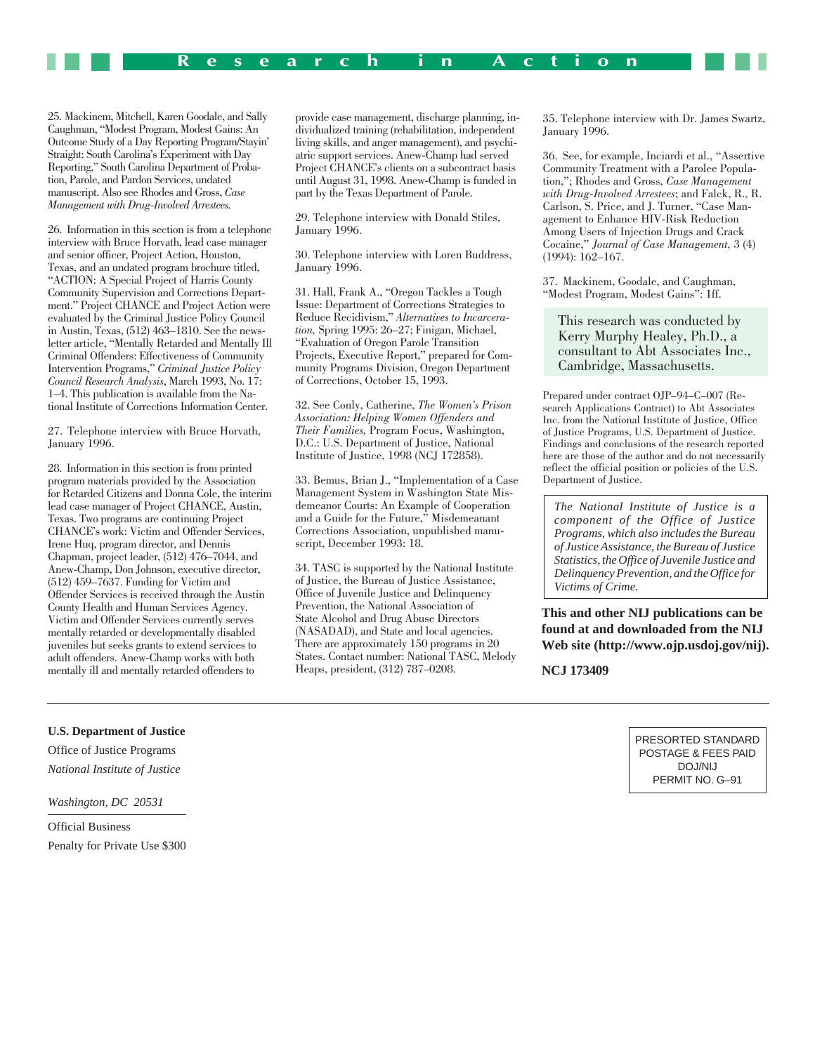25. Mackinem, Mitchell, Karen Goodale, and Sally Caughman, "Modest Program, Modest Gains: An Outcome Study of a Day Reporting Program/Stayin' Straight: South Carolina's Experiment with Day Reporting," South Carolina Department of Probation, Parole, and Pardon Services, undated manuscript. Also see Rhodes and Gross, *Case Management with Drug-Involved Arrestees*.

26. Information in this section is from a telephone interview with Bruce Horvath, lead case manager and senior officer, Project Action, Houston, Texas, and an undated program brochure titled, "ACTION: A Special Project of Harris County Community Supervision and Corrections Department." Project CHANCE and Project Action were evaluated by the Criminal Justice Policy Council in Austin, Texas, (512) 463–1810. See the newsletter article, "Mentally Retarded and Mentally Ill Criminal Offenders: Effectiveness of Community Intervention Programs," *Criminal Justice Policy Council Research Analysis*, March 1993, No. 17: 1–4. This publication is available from the National Institute of Corrections Information Center.

27. Telephone interview with Bruce Horvath, January 1996.

28. Information in this section is from printed program materials provided by the Association for Retarded Citizens and Donna Cole, the interim lead case manager of Project CHANCE, Austin, Texas. Two programs are continuing Project CHANCE's work: Victim and Offender Services, Irene Huq, program director, and Dennis Chapman, project leader, (512) 476–7044, and Anew-Champ, Don Johnson, executive director, (512) 459–7637. Funding for Victim and Offender Services is received through the Austin County Health and Human Services Agency. Victim and Offender Services currently serves mentally retarded or developmentally disabled juveniles but seeks grants to extend services to adult offenders. Anew-Champ works with both mentally ill and mentally retarded offenders to provide case management, discharge planning, individualized training (rehabilitation, independent living skills, and anger management), and psychiatric support services. Anew-Champ had served Project CHANCE's clients on a subcontract basis until August 31, 1998. Anew-Champ is funded in part by the Texas Department of Parole.

29. Telephone interview with Donald Stiles, January 1996.

30. Telephone interview with Loren Buddress, January 1996.

31. Hall, Frank A., "Oregon Tackles a Tough Issue: Department of Corrections Strategies to Reduce Recidivism," *Alternatives to Incarceration,* Spring 1995: 26–27; Finigan, Michael, "Evaluation of Oregon Parole Transition Projects, Executive Report," prepared for Community Programs Division, Oregon Department of Corrections, October 15, 1993.

32. See Conly, Catherine, *The Women's Prison Association: Helping Women Offenders and Their Families,* Program Focus, Washington, D.C.: U.S. Department of Justice, National Institute of Justice, 1998 (NCJ 172858).

33. Bemus, Brian J., "Implementation of a Case Management System in Washington State Misdemeanor Courts: An Example of Cooperation and a Guide for the Future," Misdemeanant Corrections Association, unpublished manuscript, December 1993: 18.

34. TASC is supported by the National Institute of Justice, the Bureau of Justice Assistance, Office of Juvenile Justice and Delinquency Prevention, the National Association of State Alcohol and Drug Abuse Directors (NASADAD), and State and local agencies. There are approximately 150 programs in 20 States. Contact number: National TASC, Melody Heaps, president, (312) 787–0208.

35. Telephone interview with Dr. James Swartz, January 1996.

36. See, for example, Inciardi et al., "Assertive Community Treatment with a Parolee Population,"; Rhodes and Gross, *Case Management with Drug-Involved Arrestees*; and Falck, R., R. Carlson, S. Price, and J. Turner, "Case Management to Enhance HIV-Risk Reduction Among Users of Injection Drugs and Crack Cocaine," *Journal of Case Management,* 3 (4) (1994): 162–167.

37. Mackinem, Goodale, and Caughman, "Modest Program, Modest Gains": 1ff.

This research was conducted by Kerry Murphy Healey, Ph.D., a consultant to Abt Associates Inc., Cambridge, Massachusetts.

Prepared under contract OJP–94–C–007 (Research Applications Contract) to Abt Associates Inc. from the National Institute of Justice, Office of Justice Programs, U.S. Department of Justice. Findings and conclusions of the research reported here are those of the author and do not necessarily reflect the official position or policies of the U.S. Department of Justice.

*The National Institute of Justice is a component of the Office of Justice Programs, which also includes the Bureau of Justice Assistance, the Bureau of Justice Statistics, the Office of Juvenile Justice and Delinquency Prevention, and the Office for Victims of Crime.*

**This and other NIJ publications can be found at and downloaded from the NIJ Web site (http://www.ojp.usdoj.gov/nij).**

**NCJ 173409**

**U.S. Department of Justice**

Office of Justice Programs

*National Institute of Justice*

*Washington, DC 20531*

Official Business

Penalty for Private Use $300

PRESORTED STANDARD
POSTAGE & FEES PAID
DOJ/NIJ
PERMIT NO. G–91